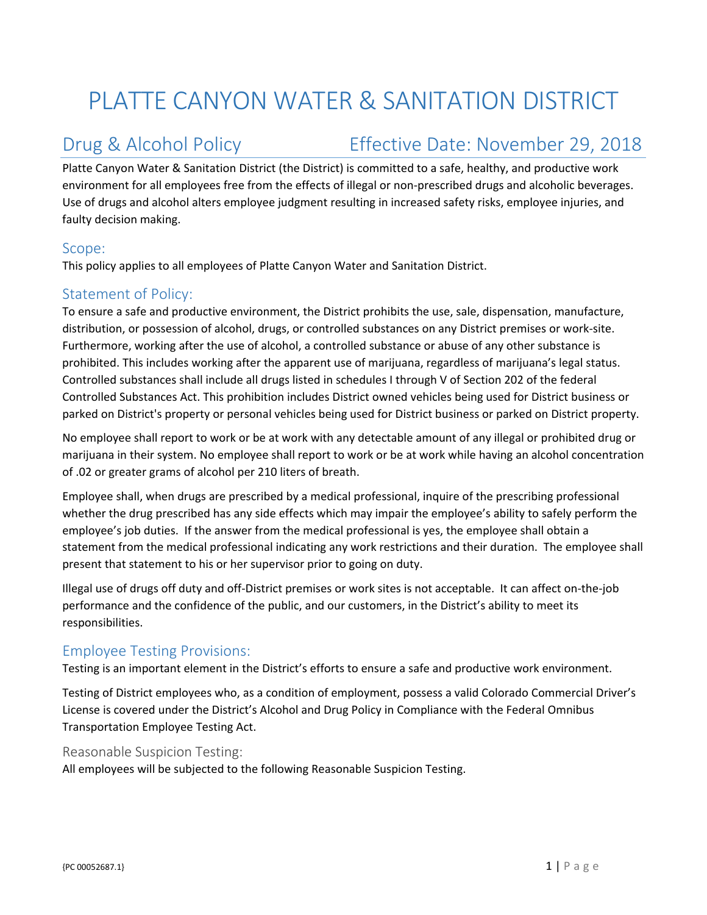# PLATTE CANYON WATER & SANITATION DISTRICT

## Drug & Alcohol Policy Effective Date: November 29, 2018

Platte Canyon Water & Sanitation District (the District) is committed to a safe, healthy, and productive work environment for all employees free from the effects of illegal or non-prescribed drugs and alcoholic beverages. Use of drugs and alcohol alters employee judgment resulting in increased safety risks, employee injuries, and faulty decision making.

### Scope:

This policy applies to all employees of Platte Canyon Water and Sanitation District.

### Statement of Policy:

To ensure a safe and productive environment, the District prohibits the use, sale, dispensation, manufacture, distribution, or possession of alcohol, drugs, or controlled substances on any District premises or work-site. Furthermore, working after the use of alcohol, a controlled substance or abuse of any other substance is prohibited. This includes working after the apparent use of marijuana, regardless of marijuana's legal status. Controlled substances shall include all drugs listed in schedules I through V of Section 202 of the federal Controlled Substances Act. This prohibition includes District owned vehicles being used for District business or parked on District's property or personal vehicles being used for District business or parked on District property.

No employee shall report to work or be at work with any detectable amount of any illegal or prohibited drug or marijuana in their system. No employee shall report to work or be at work while having an alcohol concentration of .02 or greater grams of alcohol per 210 liters of breath.

Employee shall, when drugs are prescribed by a medical professional, inquire of the prescribing professional whether the drug prescribed has any side effects which may impair the employee's ability to safely perform the employee's job duties. If the answer from the medical professional is yes, the employee shall obtain a statement from the medical professional indicating any work restrictions and their duration. The employee shall present that statement to his or her supervisor prior to going on duty.

Illegal use of drugs off duty and off-District premises or work sites is not acceptable. It can affect on-the-job performance and the confidence of the public, and our customers, in the District's ability to meet its responsibilities.

### Employee Testing Provisions:

Testing is an important element in the District's efforts to ensure a safe and productive work environment.

Testing of District employees who, as a condition of employment, possess a valid Colorado Commercial Driver's License is covered under the District's Alcohol and Drug Policy in Compliance with the Federal Omnibus Transportation Employee Testing Act.

#### Reasonable Suspicion Testing:

All employees will be subjected to the following Reasonable Suspicion Testing.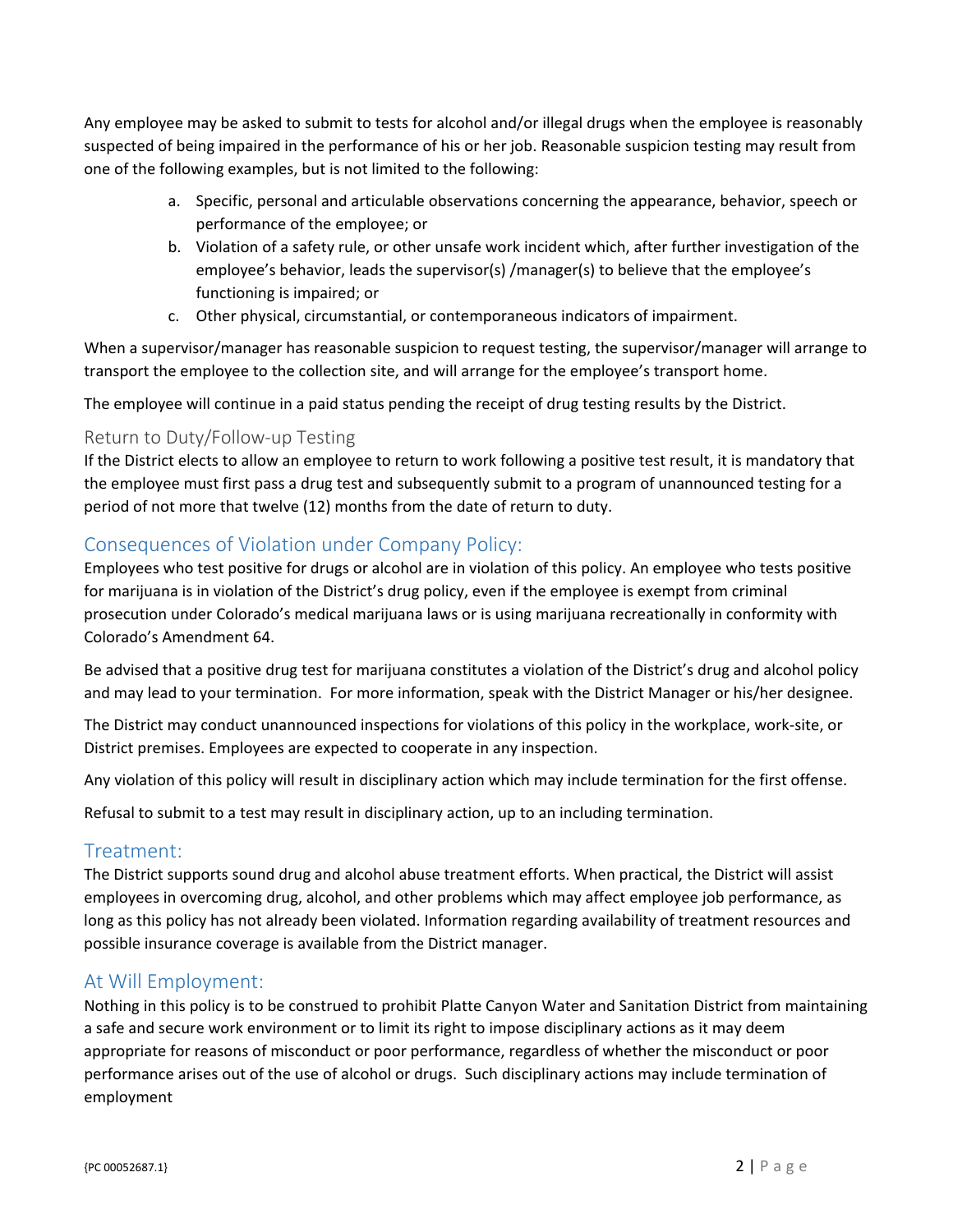Any employee may be asked to submit to tests for alcohol and/or illegal drugs when the employee is reasonably suspected of being impaired in the performance of his or her job. Reasonable suspicion testing may result from one of the following examples, but is not limited to the following:

a. Specific, personal and articulable observations concerning the appearance, behavior, speech or performance of the employee; or
b. Violation of a safety rule, or other unsafe work incident which, after further investigation of the employee's behavior, leads the supervisor(s) /manager(s) to believe that the employee's functioning is impaired; or
c. Other physical, circumstantial, or contemporaneous indicators of impairment.

When a supervisor/manager has reasonable suspicion to request testing, the supervisor/manager will arrange to transport the employee to the collection site, and will arrange for the employee's transport home.

The employee will continue in a paid status pending the receipt of drug testing results by the District.

### Return to Duty/Follow-up Testing

If the District elects to allow an employee to return to work following a positive test result, it is mandatory that the employee must first pass a drug test and subsequently submit to a program of unannounced testing for a period of not more that twelve (12) months from the date of return to duty.

## Consequences of Violation under Company Policy:

Employees who test positive for drugs or alcohol are in violation of this policy. An employee who tests positive for marijuana is in violation of the District's drug policy, even if the employee is exempt from criminal prosecution under Colorado's medical marijuana laws or is using marijuana recreationally in conformity with Colorado's Amendment 64.

Be advised that a positive drug test for marijuana constitutes a violation of the District's drug and alcohol policy and may lead to your termination. For more information, speak with the District Manager or his/her designee.

The District may conduct unannounced inspections for violations of this policy in the workplace, work-site, or District premises. Employees are expected to cooperate in any inspection.

Any violation of this policy will result in disciplinary action which may include termination for the first offense.

Refusal to submit to a test may result in disciplinary action, up to an including termination.

## Treatment:

The District supports sound drug and alcohol abuse treatment efforts. When practical, the District will assist employees in overcoming drug, alcohol, and other problems which may affect employee job performance, as long as this policy has not already been violated. Information regarding availability of treatment resources and possible insurance coverage is available from the District manager.

## At Will Employment:

Nothing in this policy is to be construed to prohibit Platte Canyon Water and Sanitation District from maintaining a safe and secure work environment or to limit its right to impose disciplinary actions as it may deem appropriate for reasons of misconduct or poor performance, regardless of whether the misconduct or poor performance arises out of the use of alcohol or drugs. Such disciplinary actions may include termination of employment

{PC 00052687.1}